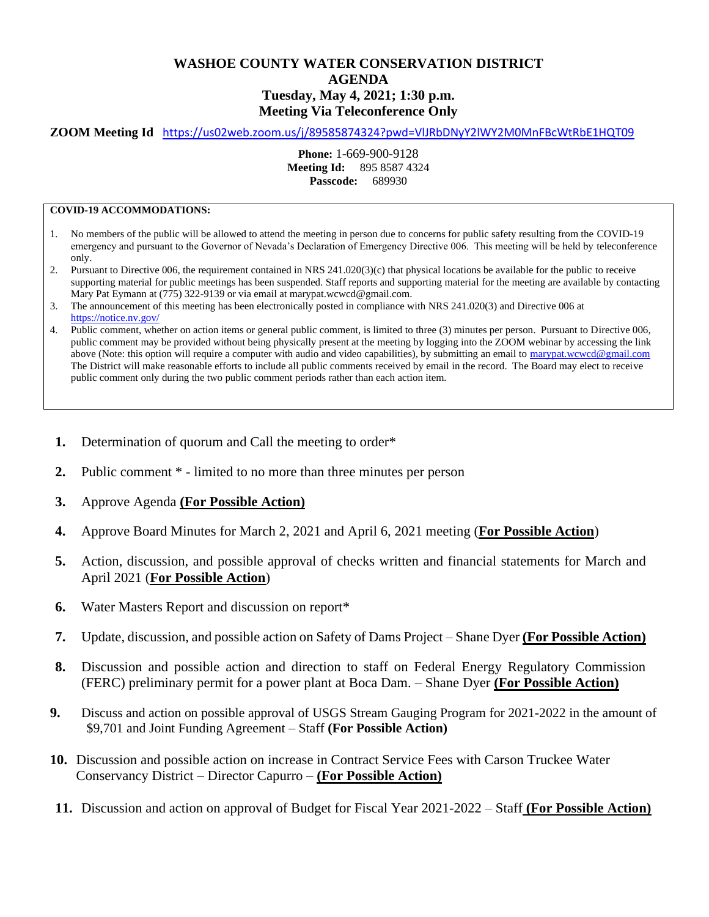# WASHOE COUNTY WATER CONSERVATION DISTRICT
## AGENDA
## Tuesday, May 4, 2021; 1:30 p.m.
## Meeting Via Teleconference Only

**ZOOM Meeting Id** https://us02web.zoom.us/j/89585874324?pwd=VlJRbDNyY2lWY2M0MnFBcWtRbE1HQT09

**Phone:** 1-669-900-9128
**Meeting Id:** 895 8587 4324
**Passcode:** 689930

**COVID-19 ACCOMMODATIONS:**

1. No members of the public will be allowed to attend the meeting in person due to concerns for public safety resulting from the COVID-19 emergency and pursuant to the Governor of Nevada's Declaration of Emergency Directive 006. This meeting will be held by teleconference only.
2. Pursuant to Directive 006, the requirement contained in NRS 241.020(3)(c) that physical locations be available for the public to receive supporting material for public meetings has been suspended. Staff reports and supporting material for the meeting are available by contacting Mary Pat Eymann at (775) 322-9139 or via email at marypat.wcwcd@gmail.com.
3. The announcement of this meeting has been electronically posted in compliance with NRS 241.020(3) and Directive 006 at https://notice.nv.gov/
4. Public comment, whether on action items or general public comment, is limited to three (3) minutes per person. Pursuant to Directive 006, public comment may be provided without being physically present at the meeting by logging into the ZOOM webinar by accessing the link above (Note: this option will require a computer with audio and video capabilities), by submitting an email to marypat.wcwcd@gmail.com The District will make reasonable efforts to include all public comments received by email in the record. The Board may elect to receive public comment only during the two public comment periods rather than each action item.

1. Determination of quorum and Call the meeting to order*
2. Public comment * - limited to no more than three minutes per person
3. Approve Agenda **(For Possible Action)**
4. Approve Board Minutes for March 2, 2021 and April 6, 2021 meeting (**For Possible Action**)
5. Action, discussion, and possible approval of checks written and financial statements for March and April 2021 (**For Possible Action**)
6. Water Masters Report and discussion on report*
7. Update, discussion, and possible action on Safety of Dams Project – Shane Dyer **(For Possible Action)**
8. Discussion and possible action and direction to staff on Federal Energy Regulatory Commission (FERC) preliminary permit for a power plant at Boca Dam. – Shane Dyer **(For Possible Action)**
9. Discuss and action on possible approval of USGS Stream Gauging Program for 2021-2022 in the amount of $9,701 and Joint Funding Agreement – Staff **(For Possible Action)**
10. Discussion and possible action on increase in Contract Service Fees with Carson Truckee Water Conservancy District – Director Capurro – **(For Possible Action)**
11. Discussion and action on approval of Budget for Fiscal Year 2021-2022 – Staff **(For Possible Action)**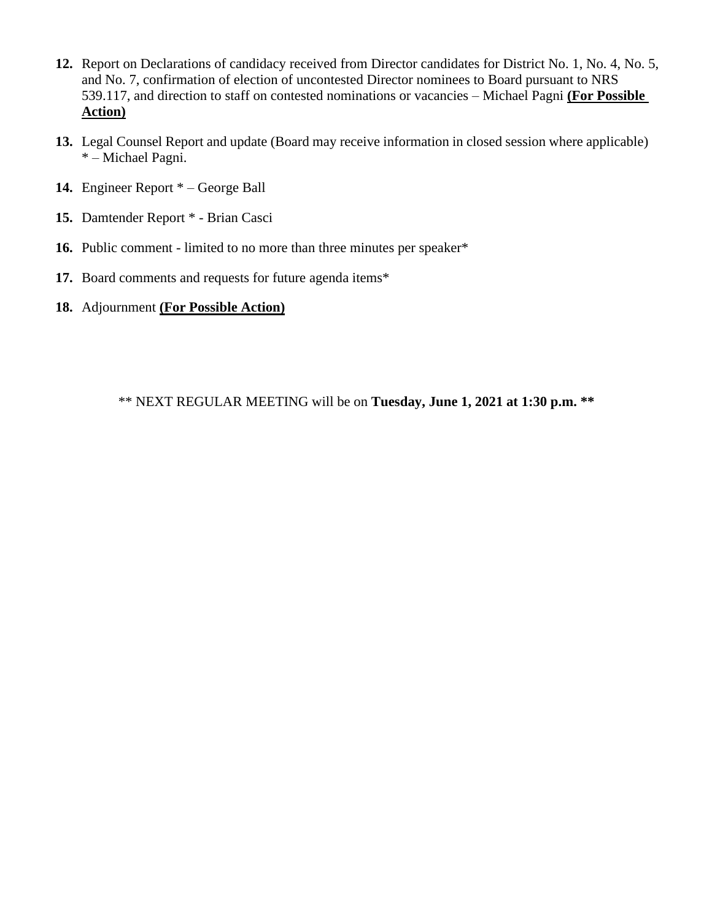12. Report on Declarations of candidacy received from Director candidates for District No. 1, No. 4, No. 5, and No. 7, confirmation of election of uncontested Director nominees to Board pursuant to NRS 539.117, and direction to staff on contested nominations or vacancies – Michael Pagni **<u>(For Possible Action)</u>**

13. Legal Counsel Report and update (Board may receive information in closed session where applicable) * – Michael Pagni.

14. Engineer Report * – George Ball

15. Damtender Report * - Brian Casci

16. Public comment - limited to no more than three minutes per speaker*

17. Board comments and requests for future agenda items*

18. Adjournment **<u>(For Possible Action)</u>**

** NEXT REGULAR MEETING will be on **Tuesday, June 1, 2021 at 1:30 p.m.** **